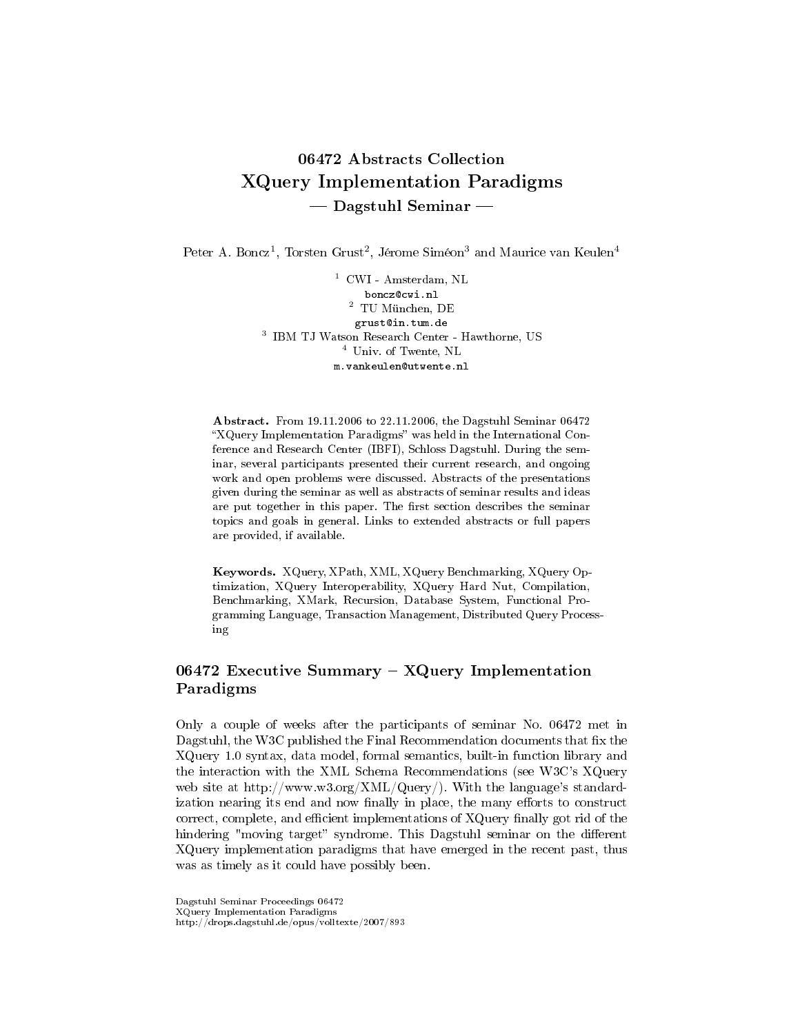# 06472 Abstracts Collection
# XQuery Implementation Paradigms
## — Dagstuhl Seminar —

Peter A. Boncz[1], Torsten Grust[2], Jérome Siméon[3] and Maurice van Keulen[4]

[1] CWI - Amsterdam, NL
boncz@cwi.nl
[2] TU München, DE
grust@in.tum.de
[3] IBM TJ Watson Research Center - Hawthorne, US
[4] Univ. of Twente, NL
m.vankeulen@utwente.nl

**Abstract.** From 19.11.2006 to 22.11.2006, the Dagstuhl Seminar 06472 "XQuery Implementation Paradigms" was held in the International Conference and Research Center (IBFI), Schloss Dagstuhl. During the seminar, several participants presented their current research, and ongoing work and open problems were discussed. Abstracts of the presentations given during the seminar as well as abstracts of seminar results and ideas are put together in this paper. The first section describes the seminar topics and goals in general. Links to extended abstracts or full papers are provided, if available.

**Keywords.** XQuery, XPath, XML, XQuery Benchmarking, XQuery Optimization, XQuery Interoperability, XQuery Hard Nut, Compilation, Benchmarking, XMark, Recursion, Database System, Functional Programming Language, Transaction Management, Distributed Query Processing

## 06472 Executive Summary – XQuery Implementation Paradigms

Only a couple of weeks after the participants of seminar No. 06472 met in Dagstuhl, the W3C published the Final Recommendation documents that fix the XQuery 1.0 syntax, data model, formal semantics, built-in function library and the interaction with the XML Schema Recommendations (see W3C's XQuery web site at http://www.w3.org/XML/Query/). With the language's standardization nearing its end and now finally in place, the many efforts to construct correct, complete, and efficient implementations of XQuery finally got rid of the hindering "moving target" syndrome. This Dagstuhl seminar on the different XQuery implementation paradigms that have emerged in the recent past, thus was as timely as it could have possibly been.

Dagstuhl Seminar Proceedings 06472
XQuery Implementation Paradigms
http://drops.dagstuhl.de/opus/volltexte/2007/893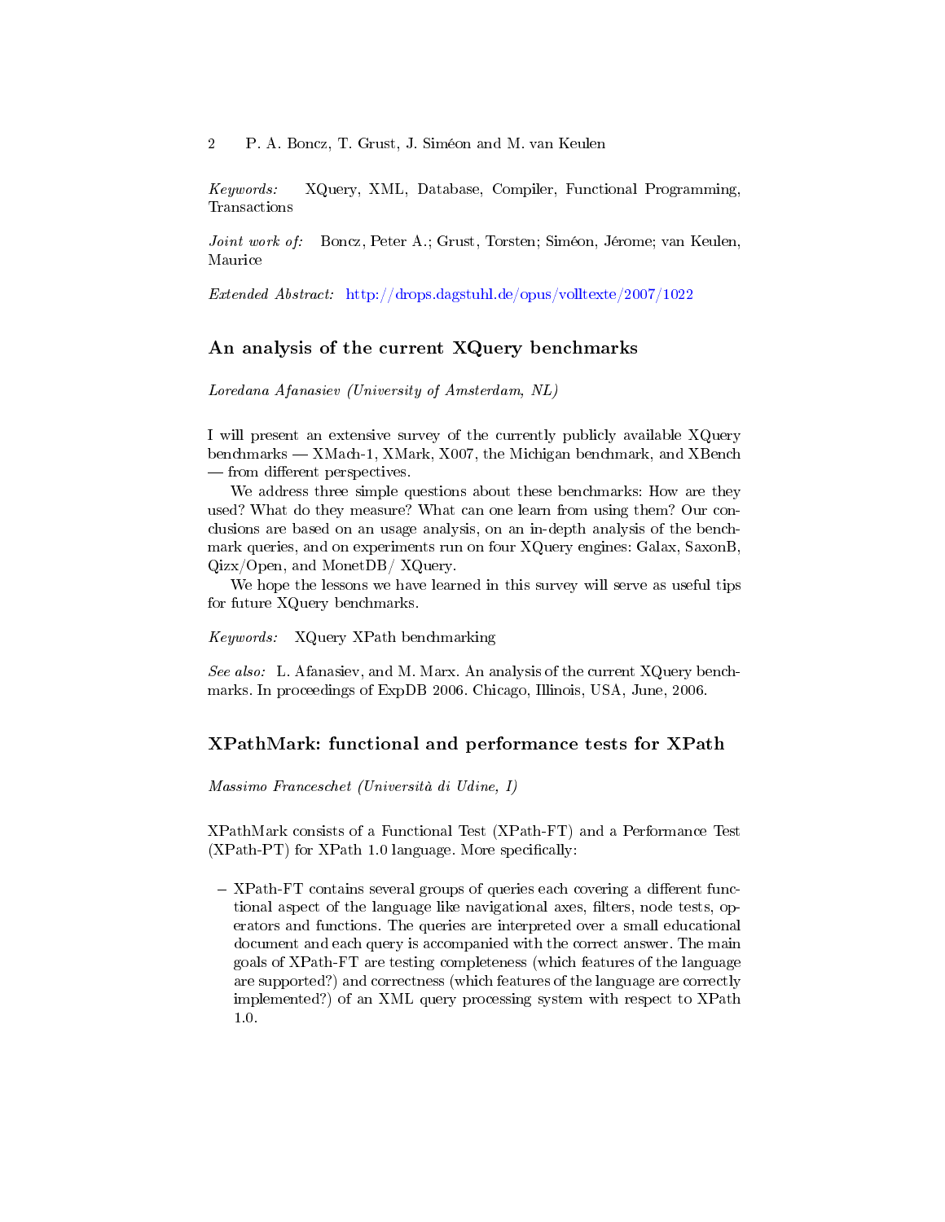*Keywords:* XQuery, XML, Database, Compiler, Functional Programming, Transactions

*Joint work of:* Boncz, Peter A.; Grust, Torsten; Siméon, Jérome; van Keulen, Maurice

*Extended Abstract:* http://drops.dagstuhl.de/opus/volltexte/2007/1022

## An analysis of the current XQuery benchmarks

*Loredana Afanasiev (University of Amsterdam, NL)*

I will present an extensive survey of the currently publicly available XQuery benchmarks — XMach-1, XMark, X007, the Michigan benchmark, and XBench — from different perspectives.

We address three simple questions about these benchmarks: How are they used? What do they measure? What can one learn from using them? Our conclusions are based on an usage analysis, on an in-depth analysis of the benchmark queries, and on experiments run on four XQuery engines: Galax, SaxonB, Qizx/Open, and MonetDB/ XQuery.

We hope the lessons we have learned in this survey will serve as useful tips for future XQuery benchmarks.

*Keywords:* XQuery XPath benchmarking

*See also:* L. Afanasiev, and M. Marx. An analysis of the current XQuery benchmarks. In proceedings of ExpDB 2006. Chicago, Illinois, USA, June, 2006.

## XPathMark: functional and performance tests for XPath

*Massimo Franceschet (Università di Udine, I)*

XPathMark consists of a Functional Test (XPath-FT) and a Performance Test (XPath-PT) for XPath 1.0 language. More specifically:

- XPath-FT contains several groups of queries each covering a different functional aspect of the language like navigational axes, filters, node tests, operators and functions. The queries are interpreted over a small educational document and each query is accompanied with the correct answer. The main goals of XPath-FT are testing completeness (which features of the language are supported?) and correctness (which features of the language are correctly implemented?) of an XML query processing system with respect to XPath 1.0.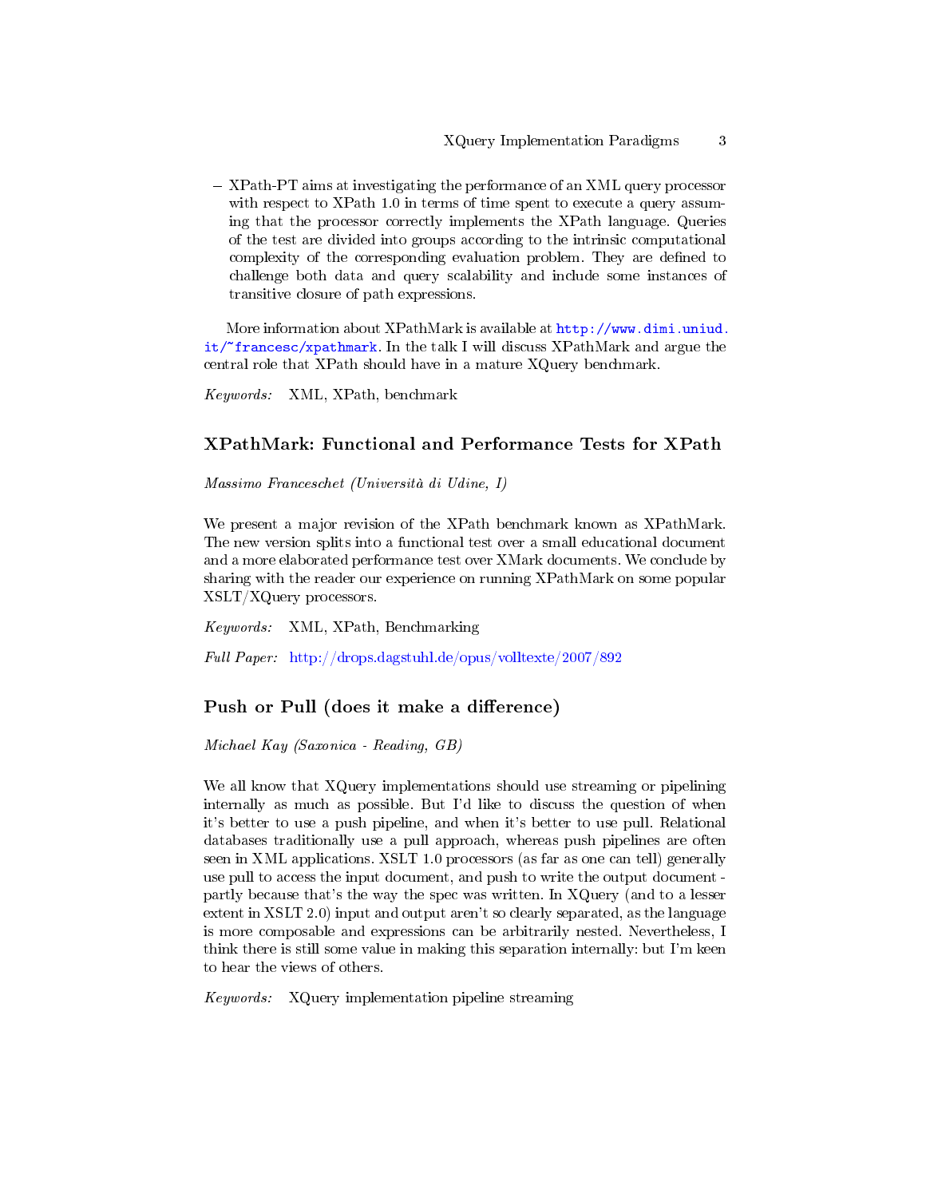- XPath-PT aims at investigating the performance of an XML query processor with respect to XPath 1.0 in terms of time spent to execute a query assuming that the processor correctly implements the XPath language. Queries of the test are divided into groups according to the intrinsic computational complexity of the corresponding evaluation problem. They are defined to challenge both data and query scalability and include some instances of transitive closure of path expressions.

More information about XPathMark is available at http://www.dimi.uniud.it/~francesc/xpathmark. In the talk I will discuss XPathMark and argue the central role that XPath should have in a mature XQuery benchmark.

*Keywords:* XML, XPath, benchmark

## XPathMark: Functional and Performance Tests for XPath

*Massimo Franceschet (Università di Udine, I)*

We present a major revision of the XPath benchmark known as XPathMark. The new version splits into a functional test over a small educational document and a more elaborated performance test over XMark documents. We conclude by sharing with the reader our experience on running XPathMark on some popular XSLT/XQuery processors.

*Keywords:* XML, XPath, Benchmarking

*Full Paper:* http://drops.dagstuhl.de/opus/volltexte/2007/892

## Push or Pull (does it make a difference)

*Michael Kay (Saxonica - Reading, GB)*

We all know that XQuery implementations should use streaming or pipelining internally as much as possible. But I'd like to discuss the question of when it's better to use a push pipeline, and when it's better to use pull. Relational databases traditionally use a pull approach, whereas push pipelines are often seen in XML applications. XSLT 1.0 processors (as far as one can tell) generally use pull to access the input document, and push to write the output document - partly because that's the way the spec was written. In XQuery (and to a lesser extent in XSLT 2.0) input and output aren't so clearly separated, as the language is more composable and expressions can be arbitrarily nested. Nevertheless, I think there is still some value in making this separation internally: but I'm keen to hear the views of others.

*Keywords:* XQuery implementation pipeline streaming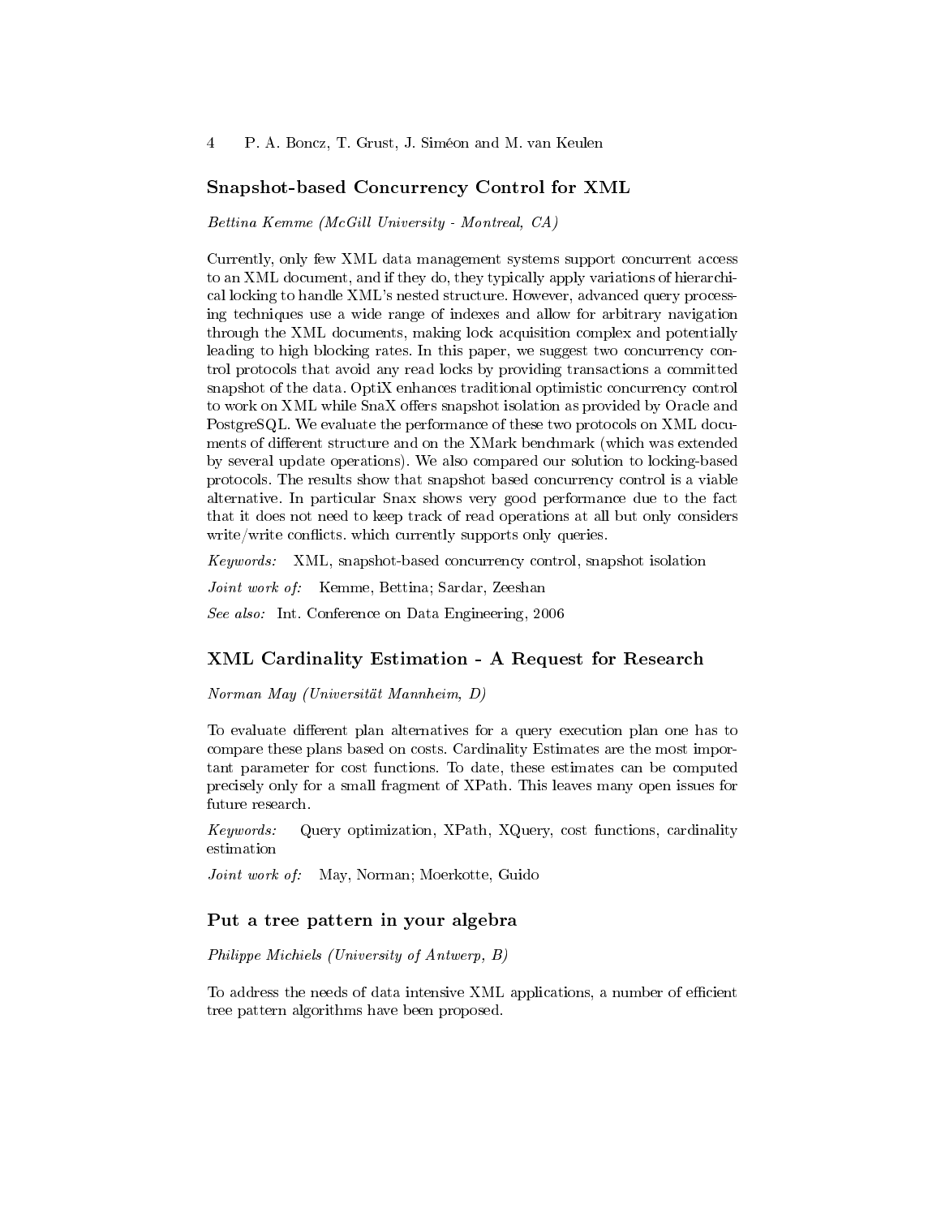## Snapshot-based Concurrency Control for XML

*Bettina Kemme (McGill University - Montreal, CA)*

Currently, only few XML data management systems support concurrent access to an XML document, and if they do, they typically apply variations of hierarchical locking to handle XML's nested structure. However, advanced query processing techniques use a wide range of indexes and allow for arbitrary navigation through the XML documents, making lock acquisition complex and potentially leading to high blocking rates. In this paper, we suggest two concurrency control protocols that avoid any read locks by providing transactions a committed snapshot of the data. OptiX enhances traditional optimistic concurrency control to work on XML while SnaX offers snapshot isolation as provided by Oracle and PostgreSQL. We evaluate the performance of these two protocols on XML documents of different structure and on the XMark benchmark (which was extended by several update operations). We also compared our solution to locking-based protocols. The results show that snapshot based concurrency control is a viable alternative. In particular Snax shows very good performance due to the fact that it does not need to keep track of read operations at all but only considers write/write conflicts. which currently supports only queries.

*Keywords:* XML, snapshot-based concurrency control, snapshot isolation

*Joint work of:* Kemme, Bettina; Sardar, Zeeshan

*See also:* Int. Conference on Data Engineering, 2006

## XML Cardinality Estimation - A Request for Research

*Norman May (Universität Mannheim, D)*

To evaluate different plan alternatives for a query execution plan one has to compare these plans based on costs. Cardinality Estimates are the most important parameter for cost functions. To date, these estimates can be computed precisely only for a small fragment of XPath. This leaves many open issues for future research.

*Keywords:* Query optimization, XPath, XQuery, cost functions, cardinality estimation

*Joint work of:* May, Norman; Moerkotte, Guido

## Put a tree pattern in your algebra

*Philippe Michiels (University of Antwerp, B)*

To address the needs of data intensive XML applications, a number of efficient tree pattern algorithms have been proposed.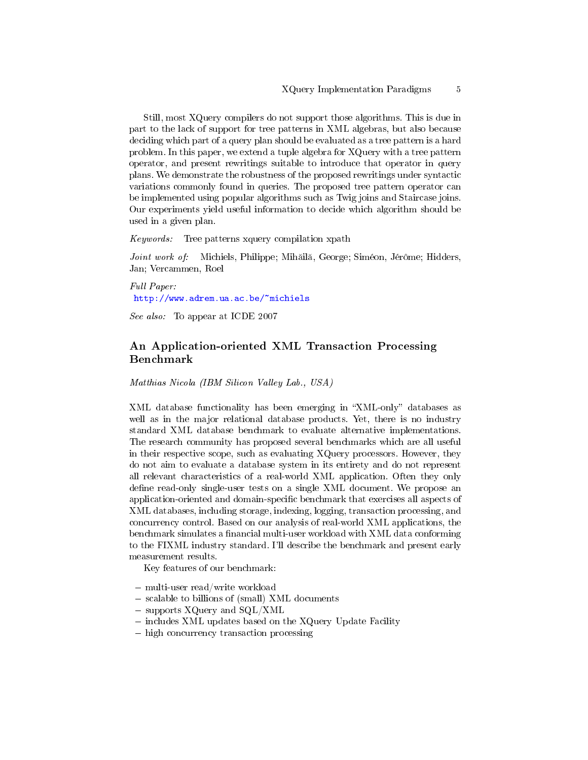Still, most XQuery compilers do not support those algorithms. This is due in part to the lack of support for tree patterns in XML algebras, but also because deciding which part of a query plan should be evaluated as a tree pattern is a hard problem. In this paper, we extend a tuple algebra for XQuery with a tree pattern operator, and present rewritings suitable to introduce that operator in query plans. We demonstrate the robustness of the proposed rewritings under syntactic variations commonly found in queries. The proposed tree pattern operator can be implemented using popular algorithms such as Twig joins and Staircase joins. Our experiments yield useful information to decide which algorithm should be used in a given plan.

*Keywords:* Tree patterns xquery compilation xpath

*Joint work of:* Michiels, Philippe; Mihăilă, George; Siméon, Jérôme; Hidders, Jan; Vercammen, Roel

*Full Paper:*
http://www.adrem.ua.ac.be/~michiels

*See also:* To appear at ICDE 2007

## An Application-oriented XML Transaction Processing Benchmark

*Matthias Nicola (IBM Silicon Valley Lab., USA)*

XML database functionality has been emerging in "XML-only" databases as well as in the major relational database products. Yet, there is no industry standard XML database benchmark to evaluate alternative implementations. The research community has proposed several benchmarks which are all useful in their respective scope, such as evaluating XQuery processors. However, they do not aim to evaluate a database system in its entirety and do not represent all relevant characteristics of a real-world XML application. Often they only define read-only single-user tests on a single XML document. We propose an application-oriented and domain-specific benchmark that exercises all aspects of XML databases, including storage, indexing, logging, transaction processing, and concurrency control. Based on our analysis of real-world XML applications, the benchmark simulates a financial multi-user workload with XML data conforming to the FIXML industry standard. I'll describe the benchmark and present early measurement results.

Key features of our benchmark:

- multi-user read/write workload
- scalable to billions of (small) XML documents
- supports XQuery and SQL/XML
- includes XML updates based on the XQuery Update Facility
- high concurrency transaction processing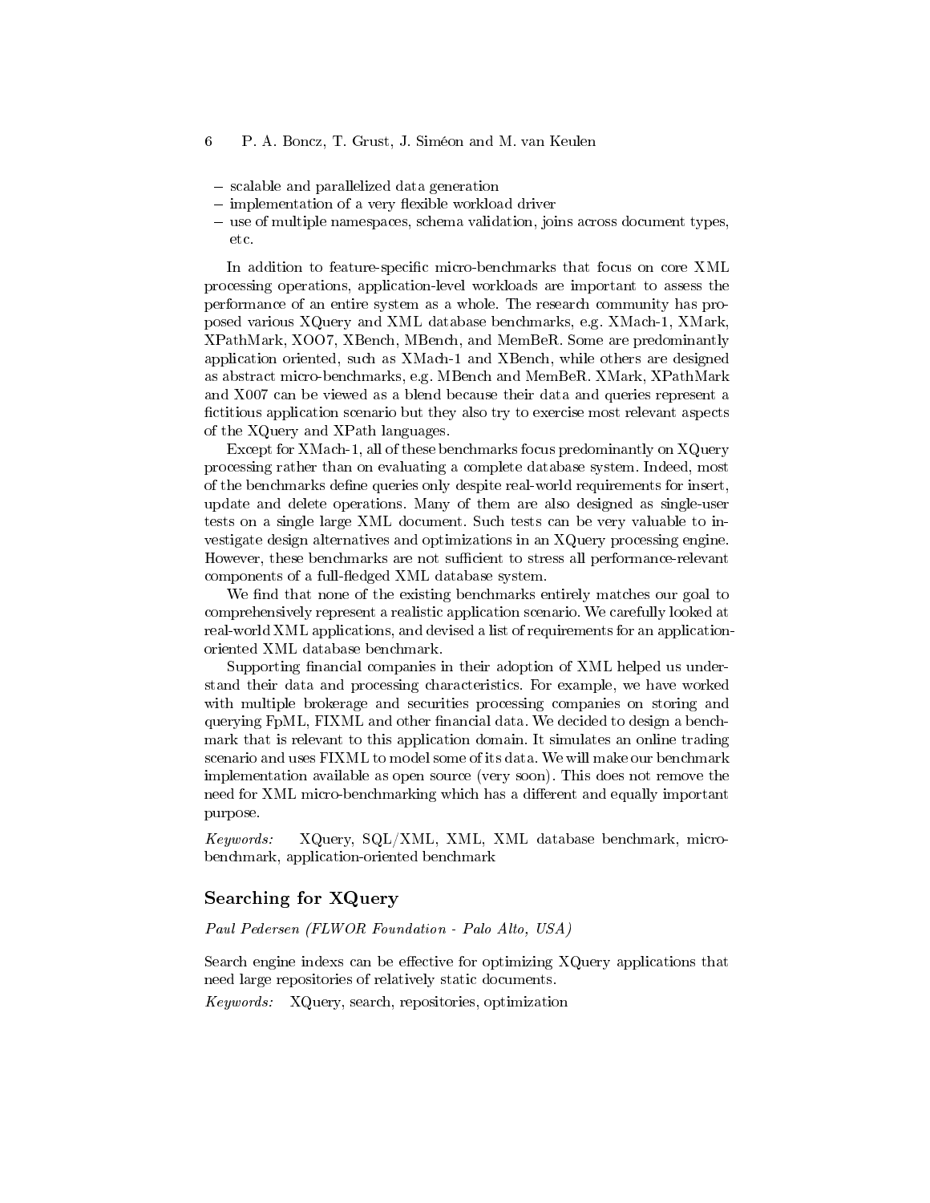- scalable and parallelized data generation
- implementation of a very flexible workload driver
- use of multiple namespaces, schema validation, joins across document types, etc.

In addition to feature-specific micro-benchmarks that focus on core XML processing operations, application-level workloads are important to assess the performance of an entire system as a whole. The research community has proposed various XQuery and XML database benchmarks, e.g. XMach-1, XMark, XPathMark, XOO7, XBench, MBench, and MemBeR. Some are predominantly application oriented, such as XMach-1 and XBench, while others are designed as abstract micro-benchmarks, e.g. MBench and MemBeR. XMark, XPathMark and X007 can be viewed as a blend because their data and queries represent a fictitious application scenario but they also try to exercise most relevant aspects of the XQuery and XPath languages.

Except for XMach-1, all of these benchmarks focus predominantly on XQuery processing rather than on evaluating a complete database system. Indeed, most of the benchmarks define queries only despite real-world requirements for insert, update and delete operations. Many of them are also designed as single-user tests on a single large XML document. Such tests can be very valuable to investigate design alternatives and optimizations in an XQuery processing engine. However, these benchmarks are not sufficient to stress all performance-relevant components of a full-fledged XML database system.

We find that none of the existing benchmarks entirely matches our goal to comprehensively represent a realistic application scenario. We carefully looked at real-world XML applications, and devised a list of requirements for an application-oriented XML database benchmark.

Supporting financial companies in their adoption of XML helped us understand their data and processing characteristics. For example, we have worked with multiple brokerage and securities processing companies on storing and querying FpML, FIXML and other financial data. We decided to design a benchmark that is relevant to this application domain. It simulates an online trading scenario and uses FIXML to model some of its data. We will make our benchmark implementation available as open source (very soon). This does not remove the need for XML micro-benchmarking which has a different and equally important purpose.

*Keywords:* XQuery, SQL/XML, XML, XML database benchmark, micro-benchmark, application-oriented benchmark

## Searching for XQuery

*Paul Pedersen (FLWOR Foundation - Palo Alto, USA)*

Search engine indexs can be effective for optimizing XQuery applications that need large repositories of relatively static documents.

*Keywords:* XQuery, search, repositories, optimization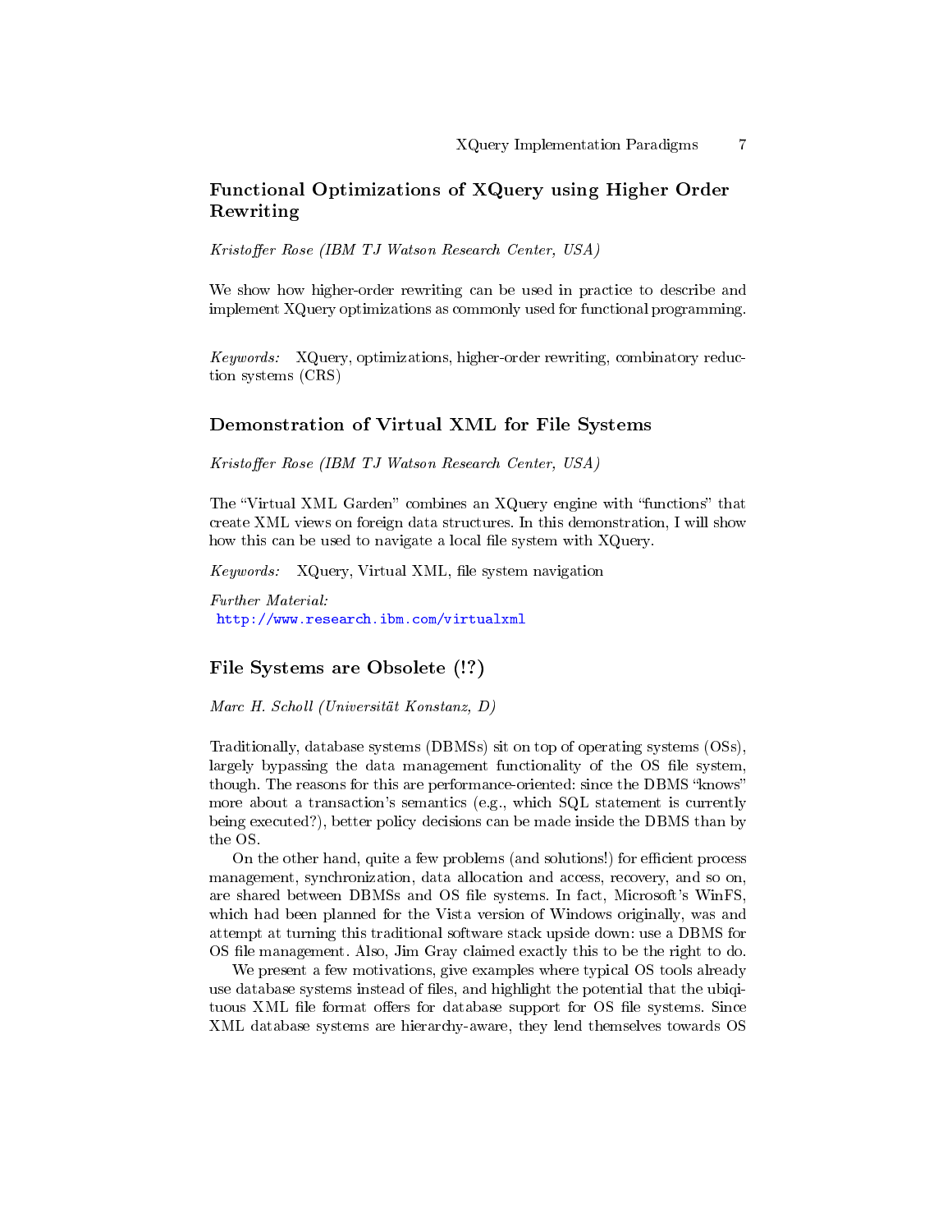## Functional Optimizations of XQuery using Higher Order Rewriting

*Kristoffer Rose (IBM TJ Watson Research Center, USA)*

We show how higher-order rewriting can be used in practice to describe and implement XQuery optimizations as commonly used for functional programming.

*Keywords:* XQuery, optimizations, higher-order rewriting, combinatory reduction systems (CRS)

## Demonstration of Virtual XML for File Systems

*Kristoffer Rose (IBM TJ Watson Research Center, USA)*

The "Virtual XML Garden" combines an XQuery engine with "functions" that create XML views on foreign data structures. In this demonstration, I will show how this can be used to navigate a local file system with XQuery.

*Keywords:* XQuery, Virtual XML, file system navigation

*Further Material:*
http://www.research.ibm.com/virtualxml

## File Systems are Obsolete (!?)

*Marc H. Scholl (Universität Konstanz, D)*

Traditionally, database systems (DBMSs) sit on top of operating systems (OSs), largely bypassing the data management functionality of the OS file system, though. The reasons for this are performance-oriented: since the DBMS "knows" more about a transaction's semantics (e.g., which SQL statement is currently being executed?), better policy decisions can be made inside the DBMS than by the OS.

On the other hand, quite a few problems (and solutions!) for efficient process management, synchronization, data allocation and access, recovery, and so on, are shared between DBMSs and OS file systems. In fact, Microsoft's WinFS, which had been planned for the Vista version of Windows originally, was and attempt at turning this traditional software stack upside down: use a DBMS for OS file management. Also, Jim Gray claimed exactly this to be the right to do.

We present a few motivations, give examples where typical OS tools already use database systems instead of files, and highlight the potential that the ubiqituous XML file format offers for database support for OS file systems. Since XML database systems are hierarchy-aware, they lend themselves towards OS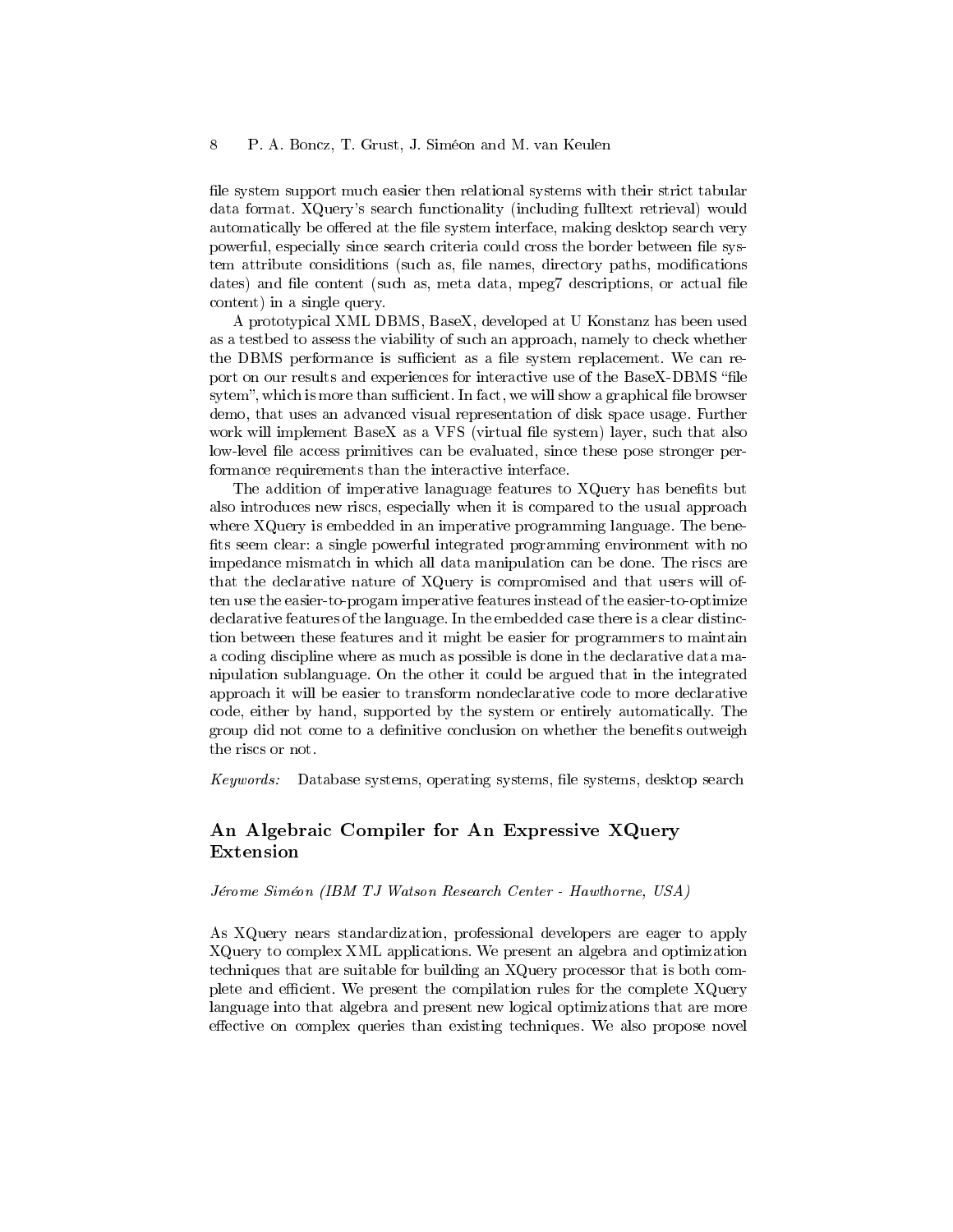file system support much easier then relational systems with their strict tabular data format. XQuery's search functionality (including fulltext retrieval) would automatically be offered at the file system interface, making desktop search very powerful, especially since search criteria could cross the border between file system attribute considitions (such as, file names, directory paths, modifications dates) and file content (such as, meta data, mpeg7 descriptions, or actual file content) in a single query.

A prototypical XML DBMS, BaseX, developed at U Konstanz has been used as a testbed to assess the viability of such an approach, namely to check whether the DBMS performance is sufficient as a file system replacement. We can report on our results and experiences for interactive use of the BaseX-DBMS "file sytem", which is more than sufficient. In fact, we will show a graphical file browser demo, that uses an advanced visual representation of disk space usage. Further work will implement BaseX as a VFS (virtual file system) layer, such that also low-level file access primitives can be evaluated, since these pose stronger performance requirements than the interactive interface.

The addition of imperative lanaguage features to XQuery has benefits but also introduces new riscs, especially when it is compared to the usual approach where XQuery is embedded in an imperative programming language. The benefits seem clear: a single powerful integrated programming environment with no impedance mismatch in which all data manipulation can be done. The riscs are that the declarative nature of XQuery is compromised and that users will often use the easier-to-progam imperative features instead of the easier-to-optimize declarative features of the language. In the embedded case there is a clear distinction between these features and it might be easier for programmers to maintain a coding discipline where as much as possible is done in the declarative data manipulation sublanguage. On the other it could be argued that in the integrated approach it will be easier to transform nondeclarative code to more declarative code, either by hand, supported by the system or entirely automatically. The group did not come to a definitive conclusion on whether the benefits outweigh the riscs or not.

*Keywords:* Database systems, operating systems, file systems, desktop search

## An Algebraic Compiler for An Expressive XQuery Extension

*Jérome Siméon (IBM TJ Watson Research Center - Hawthorne, USA)*

As XQuery nears standardization, professional developers are eager to apply XQuery to complex XML applications. We present an algebra and optimization techniques that are suitable for building an XQuery processor that is both complete and efficient. We present the compilation rules for the complete XQuery language into that algebra and present new logical optimizations that are more effective on complex queries than existing techniques. We also propose novel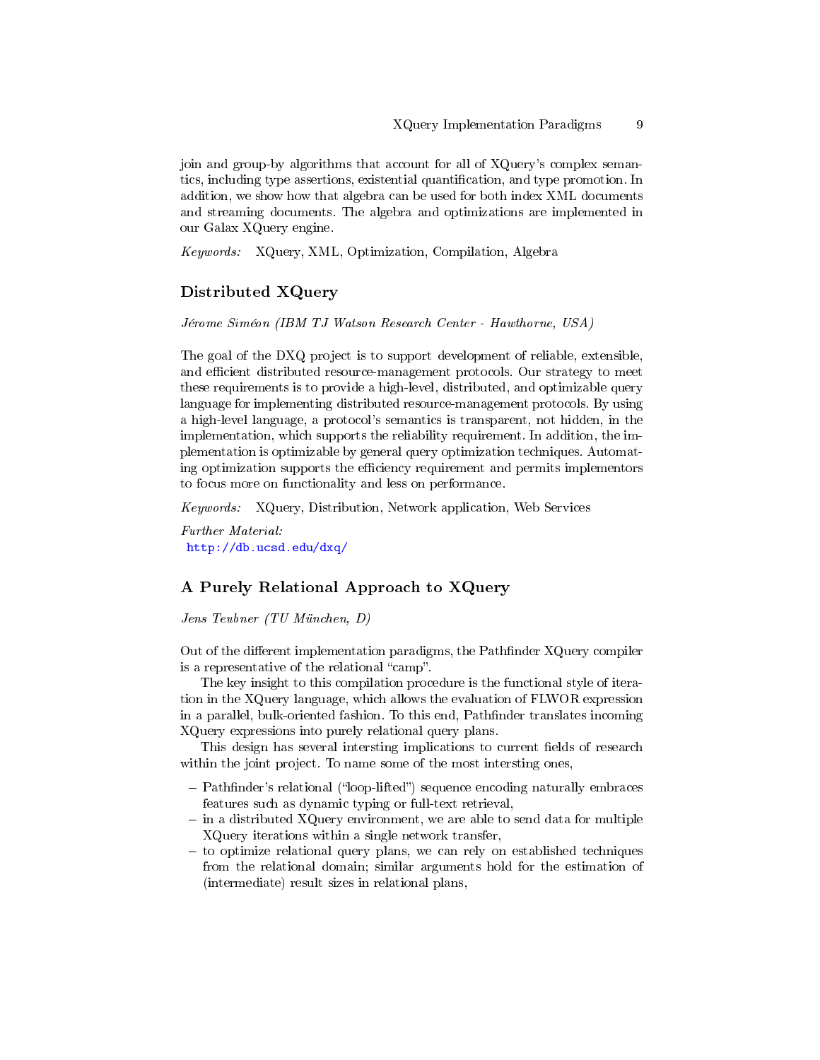join and group-by algorithms that account for all of XQuery's complex semantics, including type assertions, existential quantification, and type promotion. In addition, we show how that algebra can be used for both index XML documents and streaming documents. The algebra and optimizations are implemented in our Galax XQuery engine.

*Keywords:* XQuery, XML, Optimization, Compilation, Algebra

## Distributed XQuery

*Jérome Siméon (IBM TJ Watson Research Center - Hawthorne, USA)*

The goal of the DXQ project is to support development of reliable, extensible, and efficient distributed resource-management protocols. Our strategy to meet these requirements is to provide a high-level, distributed, and optimizable query language for implementing distributed resource-management protocols. By using a high-level language, a protocol's semantics is transparent, not hidden, in the implementation, which supports the reliability requirement. In addition, the implementation is optimizable by general query optimization techniques. Automating optimization supports the efficiency requirement and permits implementors to focus more on functionality and less on performance.

*Keywords:* XQuery, Distribution, Network application, Web Services

*Further Material:*
http://db.ucsd.edu/dxq/

## A Purely Relational Approach to XQuery

*Jens Teubner (TU München, D)*

Out of the different implementation paradigms, the Pathfinder XQuery compiler is a representative of the relational "camp".

The key insight to this compilation procedure is the functional style of iteration in the XQuery language, which allows the evaluation of FLWOR expression in a parallel, bulk-oriented fashion. To this end, Pathfinder translates incoming XQuery expressions into purely relational query plans.

This design has several intersting implications to current fields of research within the joint project. To name some of the most intersting ones,

- Pathfinder's relational ("loop-lifted") sequence encoding naturally embraces features such as dynamic typing or full-text retrieval,
- in a distributed XQuery environment, we are able to send data for multiple XQuery iterations within a single network transfer,
- to optimize relational query plans, we can rely on established techniques from the relational domain; similar arguments hold for the estimation of (intermediate) result sizes in relational plans,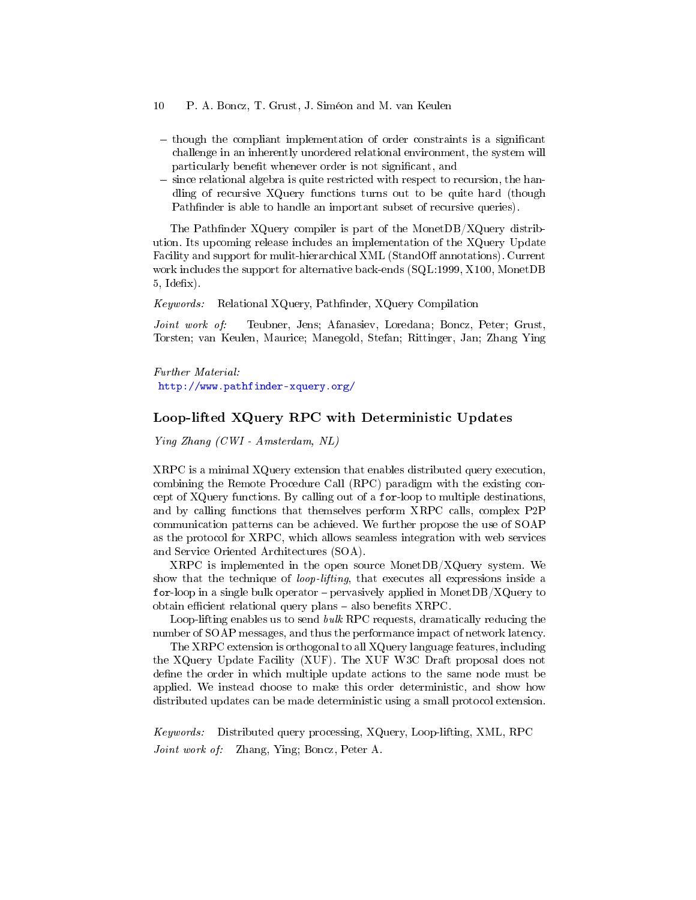- though the compliant implementation of order constraints is a significant challenge in an inherently unordered relational environment, the system will particularly benefit whenever order is not significant, and
- since relational algebra is quite restricted with respect to recursion, the handling of recursive XQuery functions turns out to be quite hard (though Pathfinder is able to handle an important subset of recursive queries).

The Pathfinder XQuery compiler is part of the MonetDB/XQuery distribution. Its upcoming release includes an implementation of the XQuery Update Facility and support for mulit-hierarchical XML (StandOff annotations). Current work includes the support for alternative back-ends (SQL:1999, X100, MonetDB 5, Idefix).

*Keywords:* Relational XQuery, Pathfinder, XQuery Compilation

*Joint work of:* Teubner, Jens; Afanasiev, Loredana; Boncz, Peter; Grust, Torsten; van Keulen, Maurice; Manegold, Stefan; Rittinger, Jan; Zhang Ying

*Further Material:*
http://www.pathfinder-xquery.org/

## Loop-lifted XQuery RPC with Deterministic Updates

*Ying Zhang (CWI - Amsterdam, NL)*

XRPC is a minimal XQuery extension that enables distributed query execution, combining the Remote Procedure Call (RPC) paradigm with the existing concept of XQuery functions. By calling out of a `for`-loop to multiple destinations, and by calling functions that themselves perform XRPC calls, complex P2P communication patterns can be achieved. We further propose the use of SOAP as the protocol for XRPC, which allows seamless integration with web services and Service Oriented Architectures (SOA).

XRPC is implemented in the open source MonetDB/XQuery system. We show that the technique of *loop-lifting*, that executes all expressions inside a `for`-loop in a single bulk operator – pervasively applied in MonetDB/XQuery to obtain efficient relational query plans – also benefits XRPC.

Loop-lifting enables us to send *bulk* RPC requests, dramatically reducing the number of SOAP messages, and thus the performance impact of network latency.

The XRPC extension is orthogonal to all XQuery language features, including the XQuery Update Facility (XUF). The XUF W3C Draft proposal does not define the order in which multiple update actions to the same node must be applied. We instead choose to make this order deterministic, and show how distributed updates can be made deterministic using a small protocol extension.

*Keywords:* Distributed query processing, XQuery, Loop-lifting, XML, RPC

*Joint work of:* Zhang, Ying; Boncz, Peter A.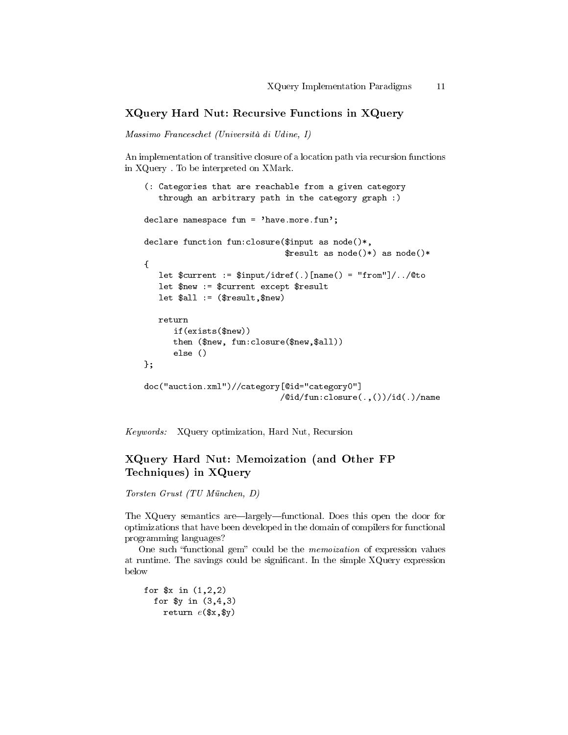## XQuery Hard Nut: Recursive Functions in XQuery

*Massimo Franceschet (Università di Udine, I)*

An implementation of transitive closure of a location path via recursion functions in XQuery . To be interpreted on XMark.

```
(: Categories that are reachable from a given category
   through an arbitrary path in the category graph :)

declare namespace fun = 'have.more.fun';

declare function fun:closure($input as node()*,
                             $result as node()*) as node()*
{
   let $current := $input/idref(.)[name() = "from"]/../@to
   let $new := $current except $result
   let $all := ($result,$new)

   return
      if(exists($new))
      then ($new, fun:closure($new,$all))
      else ()
};

doc("auction.xml")//category[@id="category0"]
                            /@id/fun:closure(.,())/id(.)/name
```

*Keywords:* XQuery optimization, Hard Nut, Recursion

## XQuery Hard Nut: Memoization (and Other FP Techniques) in XQuery

*Torsten Grust (TU München, D)*

The XQuery semantics are—largely—functional. Does this open the door for optimizations that have been developed in the domain of compilers for functional programming languages?

One such "functional gem" could be the *memoization* of expression values at runtime. The savings could be significant. In the simple XQuery expression below

```
for $x in (1,2,2)
  for $y in (3,4,3)
    return e($x,$y)
```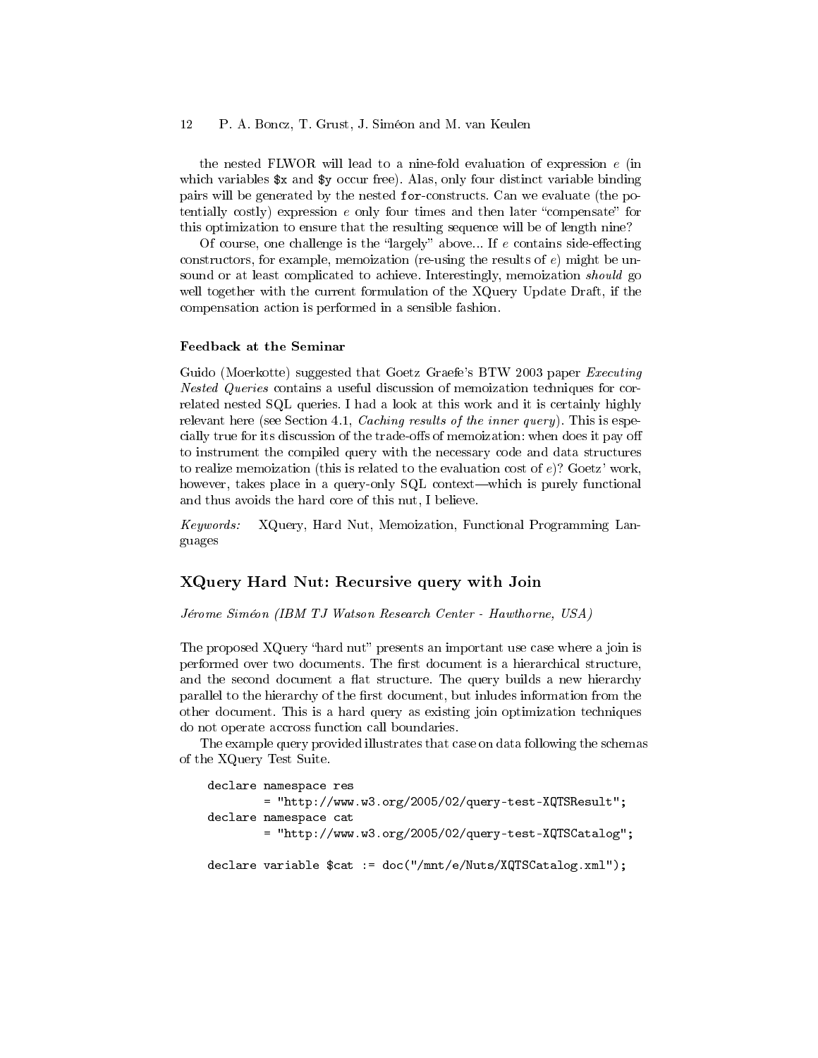the nested FLWOR will lead to a nine-fold evaluation of expression $e$ (in which variables `$x` and `$y` occur free). Alas, only four distinct variable binding pairs will be generated by the nested `for`-constructs. Can we evaluate (the potentially costly) expression $e$ only four times and then later "compensate" for this optimization to ensure that the resulting sequence will be of length nine?

Of course, one challenge is the "largely" above... If $e$ contains side-effecting constructors, for example, memoization (re-using the results of $e$) might be unsound or at least complicated to achieve. Interestingly, memoization *should* go well together with the current formulation of the XQuery Update Draft, if the compensation action is performed in a sensible fashion.

#### Feedback at the Seminar

Guido (Moerkotte) suggested that Goetz Graefe's BTW 2003 paper *Executing Nested Queries* contains a useful discussion of memoization techniques for correlated nested SQL queries. I had a look at this work and it is certainly highly relevant here (see Section 4.1, *Caching results of the inner query*). This is especially true for its discussion of the trade-offs of memoization: when does it pay off to instrument the compiled query with the necessary code and data structures to realize memoization (this is related to the evaluation cost of $e$)? Goetz' work, however, takes place in a query-only SQL context—which is purely functional and thus avoids the hard core of this nut, I believe.

*Keywords:* XQuery, Hard Nut, Memoization, Functional Programming Languages

## XQuery Hard Nut: Recursive query with Join

*Jérome Siméon (IBM TJ Watson Research Center - Hawthorne, USA)*

The proposed XQuery "hard nut" presents an important use case where a join is performed over two documents. The first document is a hierarchical structure, and the second document a flat structure. The query builds a new hierarchy parallel to the hierarchy of the first document, but inludes information from the other document. This is a hard query as existing join optimization techniques do not operate accross function call boundaries.

The example query provided illustrates that case on data following the schemas of the XQuery Test Suite.

```
declare namespace res
        = "http://www.w3.org/2005/02/query-test-XQTSResult";
declare namespace cat
        = "http://www.w3.org/2005/02/query-test-XQTSCatalog";

declare variable $cat := doc("/mnt/e/Nuts/XQTSCatalog.xml");
```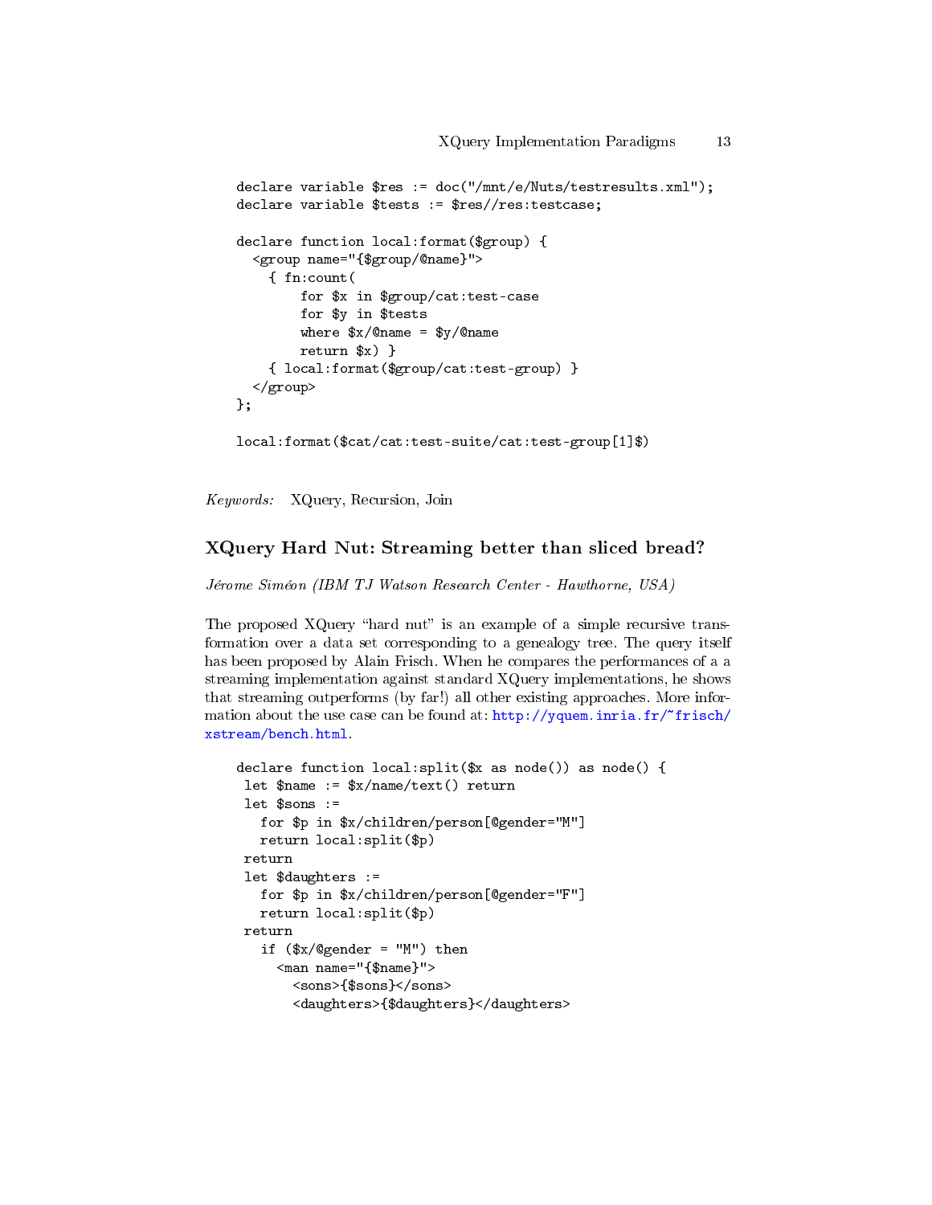```
declare variable $res := doc("/mnt/e/Nuts/testresults.xml");
declare variable $tests := $res//res:testcase;

declare function local:format($group) {
  <group name="{$group/@name}">
    { fn:count(
        for $x in $group/cat:test-case
        for $y in $tests
        where $x/@name = $y/@name
        return $x) }
    { local:format($group/cat:test-group) }
  </group>
};

local:format($cat/cat:test-suite/cat:test-group[1]$)
```

*Keywords:* XQuery, Recursion, Join

## XQuery Hard Nut: Streaming better than sliced bread?

*Jérome Siméon (IBM TJ Watson Research Center - Hawthorne, USA)*

The proposed XQuery "hard nut" is an example of a simple recursive transformation over a data set corresponding to a genealogy tree. The query itself has been proposed by Alain Frisch. When he compares the performances of a a streaming implementation against standard XQuery implementations, he shows that streaming outperforms (by far!) all other existing approaches. More information about the use case can be found at: http://yquem.inria.fr/~frisch/xstream/bench.html.

```
declare function local:split($x as node()) as node() {
 let $name := $x/name/text() return
 let $sons :=
   for $p in $x/children/person[@gender="M"]
   return local:split($p)
 return
 let $daughters :=
   for $p in $x/children/person[@gender="F"]
   return local:split($p)
 return
   if ($x/@gender = "M") then
     <man name="{$name}">
       <sons>{$sons}</sons>
       <daughters>{$daughters}</daughters>
```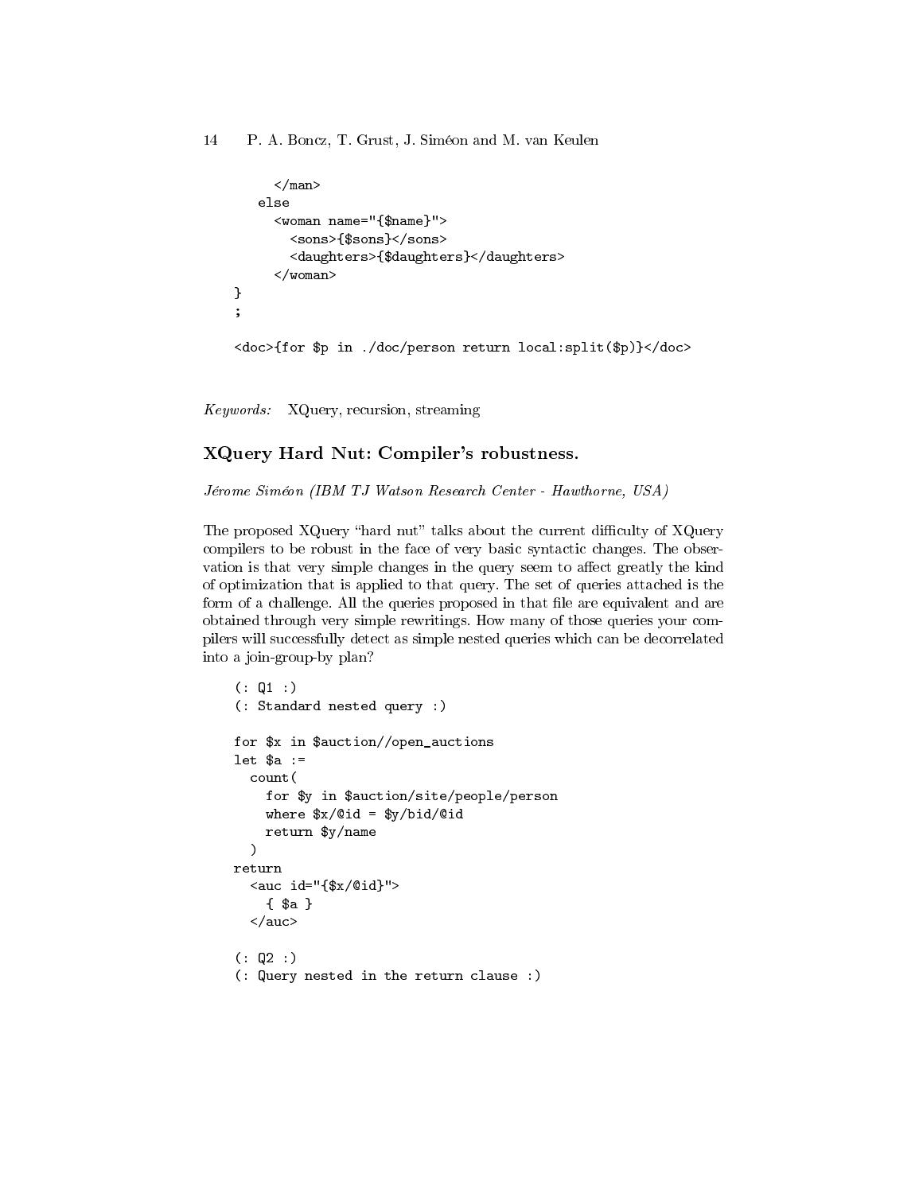```
      </man>
    else
      <woman name="{$name}">
        <sons>{$sons}</sons>
        <daughters>{$daughters}</daughters>
      </woman>
}
;

<doc>{for $p in ./doc/person return local:split($p)}</doc>
```

*Keywords:* XQuery, recursion, streaming

### XQuery Hard Nut: Compiler's robustness.

*Jérome Siméon (IBM TJ Watson Research Center - Hawthorne, USA)*

The proposed XQuery "hard nut" talks about the current difficulty of XQuery compilers to be robust in the face of very basic syntactic changes. The observation is that very simple changes in the query seem to affect greatly the kind of optimization that is applied to that query. The set of queries attached is the form of a challenge. All the queries proposed in that file are equivalent and are obtained through very simple rewritings. How many of those queries your compilers will successfully detect as simple nested queries which can be decorrelated into a join-group-by plan?

```
(: Q1 :)
(: Standard nested query :)

for $x in $auction//open_auctions
let $a :=
  count(
    for $y in $auction/site/people/person
    where $x/@id = $y/bid/@id
    return $y/name
  )
return
  <auc id="{$x/@id}">
    { $a }
  </auc>

(: Q2 :)
(: Query nested in the return clause :)
```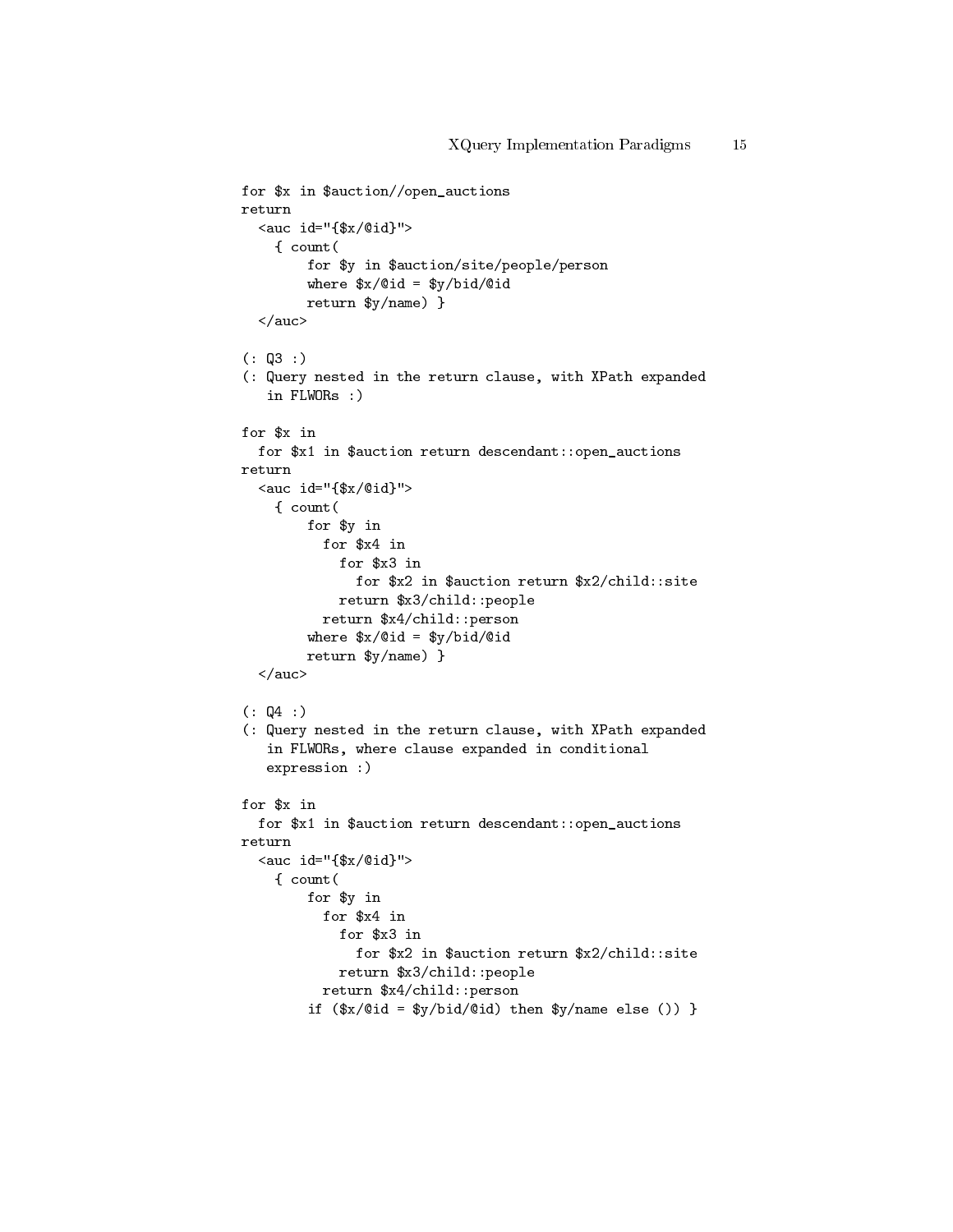```
for $x in $auction//open_auctions
return
  <auc id="{$x/@id}">
    { count(
        for $y in $auction/site/people/person
        where $x/@id = $y/bid/@id
        return $y/name) }
  </auc>

(: Q3 :)
(: Query nested in the return clause, with XPath expanded
   in FLWORs :)

for $x in
  for $x1 in $auction return descendant::open_auctions
return
  <auc id="{$x/@id}">
    { count(
        for $y in
          for $x4 in
            for $x3 in
              for $x2 in $auction return $x2/child::site
            return $x3/child::people
          return $x4/child::person
        where $x/@id = $y/bid/@id
        return $y/name) }
  </auc>

(: Q4 :)
(: Query nested in the return clause, with XPath expanded
   in FLWORs, where clause expanded in conditional
   expression :)

for $x in
  for $x1 in $auction return descendant::open_auctions
return
  <auc id="{$x/@id}">
    { count(
        for $y in
          for $x4 in
            for $x3 in
              for $x2 in $auction return $x2/child::site
            return $x3/child::people
          return $x4/child::person
        if ($x/@id = $y/bid/@id) then $y/name else ()) }
```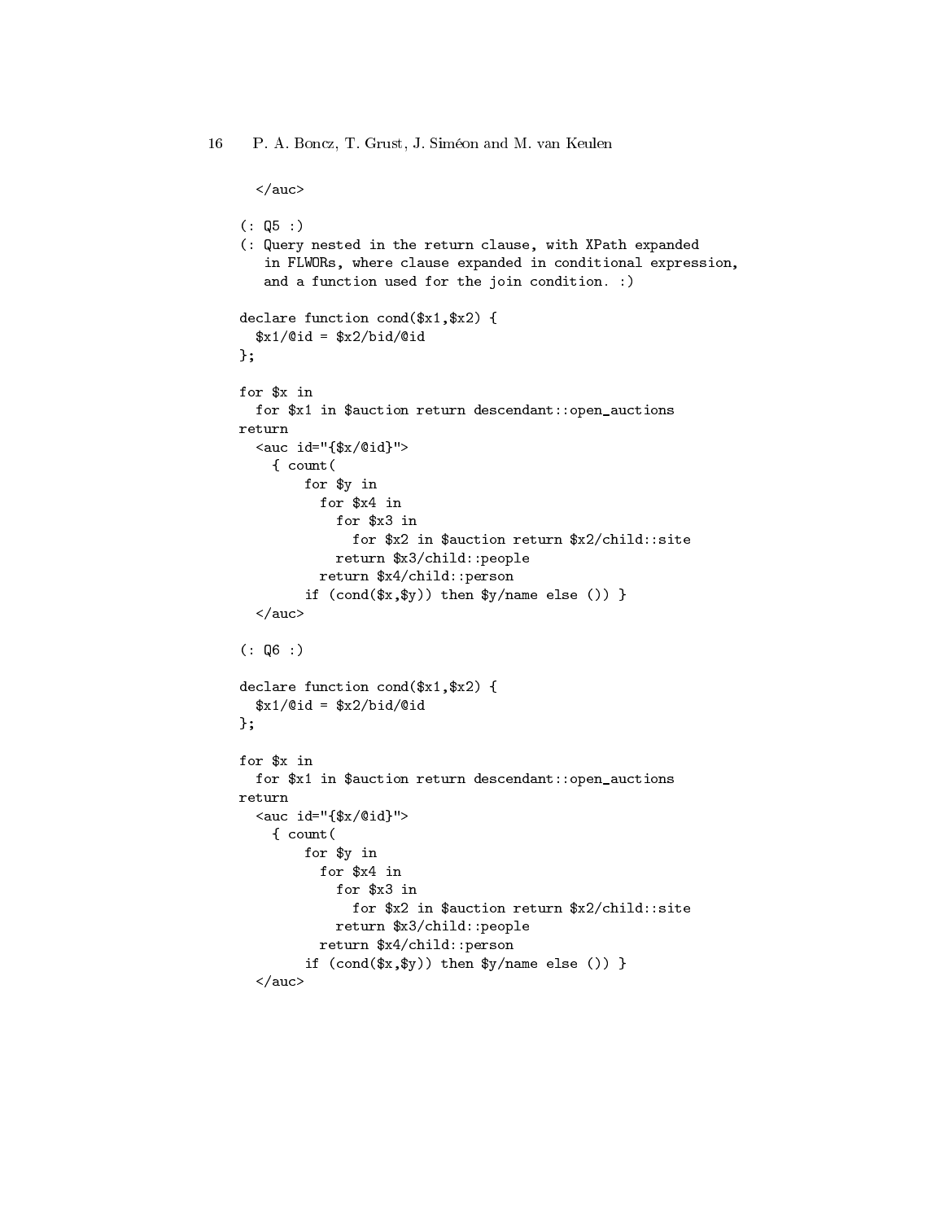```
  </auc>

(: Q5 :)
(: Query nested in the return clause, with XPath expanded
   in FLWORs, where clause expanded in conditional expression,
   and a function used for the join condition. :)

declare function cond($x1,$x2) {
  $x1/@id = $x2/bid/@id
};

for $x in
  for $x1 in $auction return descendant::open_auctions
return
  <auc id="{$x/@id}">
    { count(
        for $y in
          for $x4 in
            for $x3 in
              for $x2 in $auction return $x2/child::site
            return $x3/child::people
          return $x4/child::person
        if (cond($x,$y)) then $y/name else ()) }
  </auc>

(: Q6 :)

declare function cond($x1,$x2) {
  $x1/@id = $x2/bid/@id
};

for $x in
  for $x1 in $auction return descendant::open_auctions
return
  <auc id="{$x/@id}">
    { count(
        for $y in
          for $x4 in
            for $x3 in
              for $x2 in $auction return $x2/child::site
            return $x3/child::people
          return $x4/child::person
        if (cond($x,$y)) then $y/name else ()) }
  </auc>
```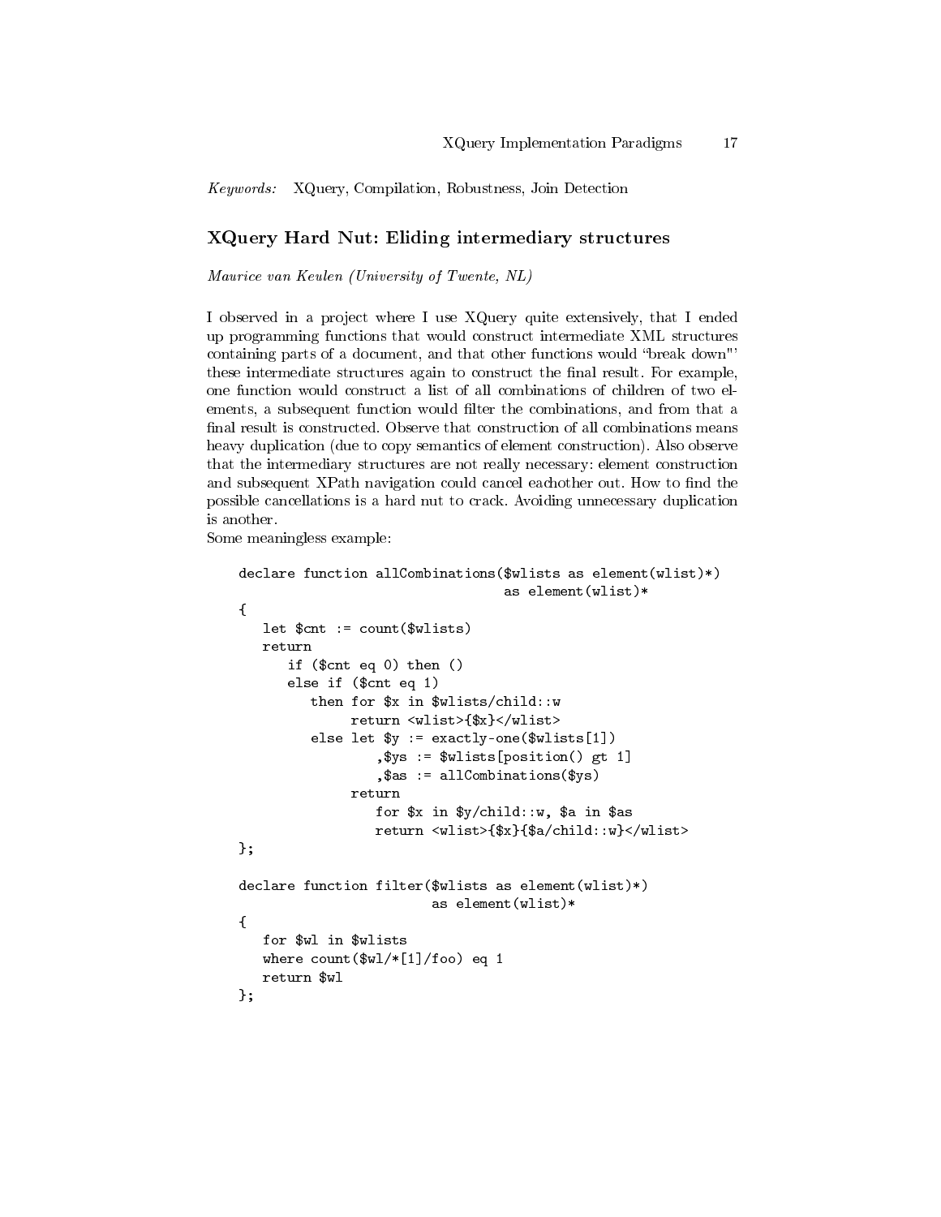*Keywords:* XQuery, Compilation, Robustness, Join Detection

## XQuery Hard Nut: Eliding intermediary structures

*Maurice van Keulen (University of Twente, NL)*

I observed in a project where I use XQuery quite extensively, that I ended up programming functions that would construct intermediate XML structures containing parts of a document, and that other functions would "break down"' these intermediate structures again to construct the final result. For example, one function would construct a list of all combinations of children of two elements, a subsequent function would filter the combinations, and from that a final result is constructed. Observe that construction of all combinations means heavy duplication (due to copy semantics of element construction). Also observe that the intermediary structures are not really necessary: element construction and subsequent XPath navigation could cancel eachother out. How to find the possible cancellations is a hard nut to crack. Avoiding unnecessary duplication is another.
Some meaningless example:

```
declare function allCombinations($wlists as element(wlist)*)
                                 as element(wlist)*
{
   let $cnt := count($wlists)
   return
      if ($cnt eq 0) then ()
      else if ($cnt eq 1)
         then for $x in $wlists/child::w
              return <wlist>{$x}</wlist>
         else let $y := exactly-one($wlists[1])
                 ,$ys := $wlists[position() gt 1]
                 ,$as := allCombinations($ys)
              return
                 for $x in $y/child::w, $a in $as
                 return <wlist>{$x}{$a/child::w}</wlist>
};

declare function filter($wlists as element(wlist)*)
                        as element(wlist)*
{
   for $wl in $wlists
   where count($wl/*[1]/foo) eq 1
   return $wl
};
```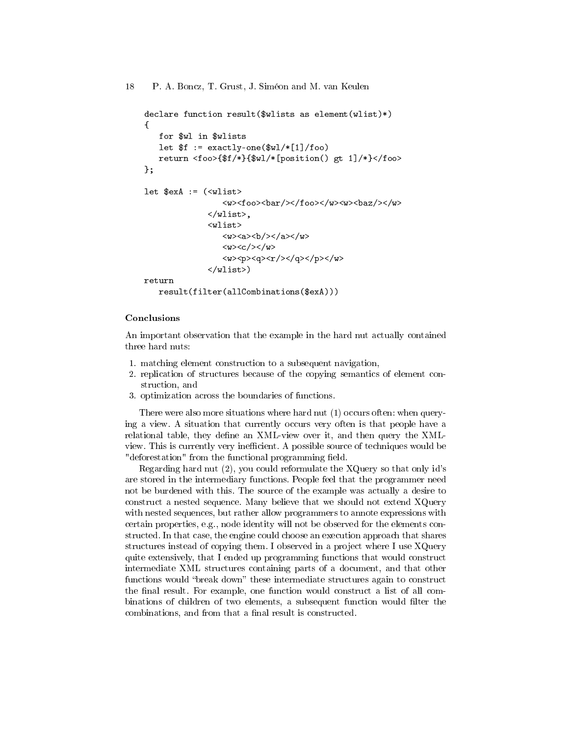```
declare function result($wlists as element(wlist)*)
{
   for $wl in $wlists
   let $f := exactly-one($wl/*[1]/foo)
   return <foo>{$f/*}{$wl/*[position() gt 1]/*}</foo>
};

let $exA := (<wlist>
                <w><foo><bar/></foo></w><w><baz/></w>
             </wlist>,
             <wlist>
                <w><a><b/></a></w>
                <w><c/></w>
                <w><p><q><r/></q></p></w>
             </wlist>)
return
   result(filter(allCombinations($exA)))
```

**Conclusions**

An important observation that the example in the hard nut actually contained three hard nuts:

1. matching element construction to a subsequent navigation,
2. replication of structures because of the copying semantics of element construction, and
3. optimization across the boundaries of functions.

There were also more situations where hard nut (1) occurs often: when querying a view. A situation that currently occurs very often is that people have a relational table, they define an XML-view over it, and then query the XML-view. This is currently very inefficient. A possible source of techniques would be "deforestation" from the functional programming field.

Regarding hard nut (2), you could reformulate the XQuery so that only id's are stored in the intermediary functions. People feel that the programmer need not be burdened with this. The source of the example was actually a desire to construct a nested sequence. Many believe that we should not extend XQuery with nested sequences, but rather allow programmers to annote expressions with certain properties, e.g., node identity will not be observed for the elements constructed. In that case, the engine could choose an execution approach that shares structures instead of copying them. I observed in a project where I use XQuery quite extensively, that I ended up programming functions that would construct intermediate XML structures containing parts of a document, and that other functions would "break down" these intermediate structures again to construct the final result. For example, one function would construct a list of all combinations of children of two elements, a subsequent function would filter the combinations, and from that a final result is constructed.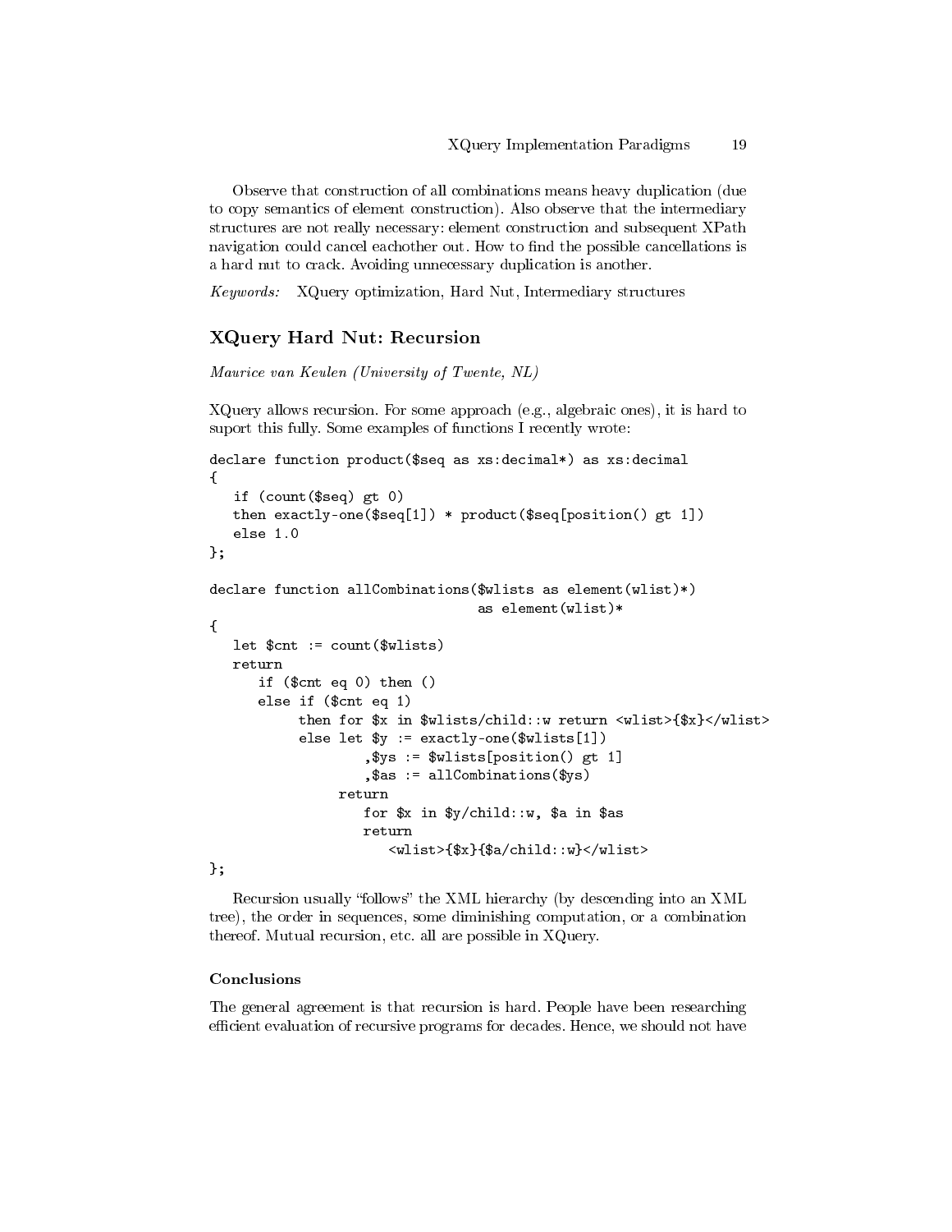Observe that construction of all combinations means heavy duplication (due to copy semantics of element construction). Also observe that the intermediary structures are not really necessary: element construction and subsequent XPath navigation could cancel eachother out. How to find the possible cancellations is a hard nut to crack. Avoiding unnecessary duplication is another.

*Keywords:* XQuery optimization, Hard Nut, Intermediary structures

## XQuery Hard Nut: Recursion

*Maurice van Keulen (University of Twente, NL)*

XQuery allows recursion. For some approach (e.g., algebraic ones), it is hard to suport this fully. Some examples of functions I recently wrote:

```
declare function product($seq as xs:decimal*) as xs:decimal
{
   if (count($seq) gt 0)
   then exactly-one($seq[1]) * product($seq[position() gt 1])
   else 1.0
};

declare function allCombinations($wlists as element(wlist)*)
                                 as element(wlist)*
{
   let $cnt := count($wlists)
   return
      if ($cnt eq 0) then ()
      else if ($cnt eq 1)
           then for $x in $wlists/child::w return <wlist>{$x}</wlist>
           else let $y := exactly-one($wlists[1])
                   ,$ys := $wlists[position() gt 1]
                   ,$as := allCombinations($ys)
                return
                   for $x in $y/child::w, $a in $as
                   return
                      <wlist>{$x}{$a/child::w}</wlist>
};
```

Recursion usually "follows" the XML hierarchy (by descending into an XML tree), the order in sequences, some diminishing computation, or a combination thereof. Mutual recursion, etc. all are possible in XQuery.

### Conclusions

The general agreement is that recursion is hard. People have been researching efficient evaluation of recursive programs for decades. Hence, we should not have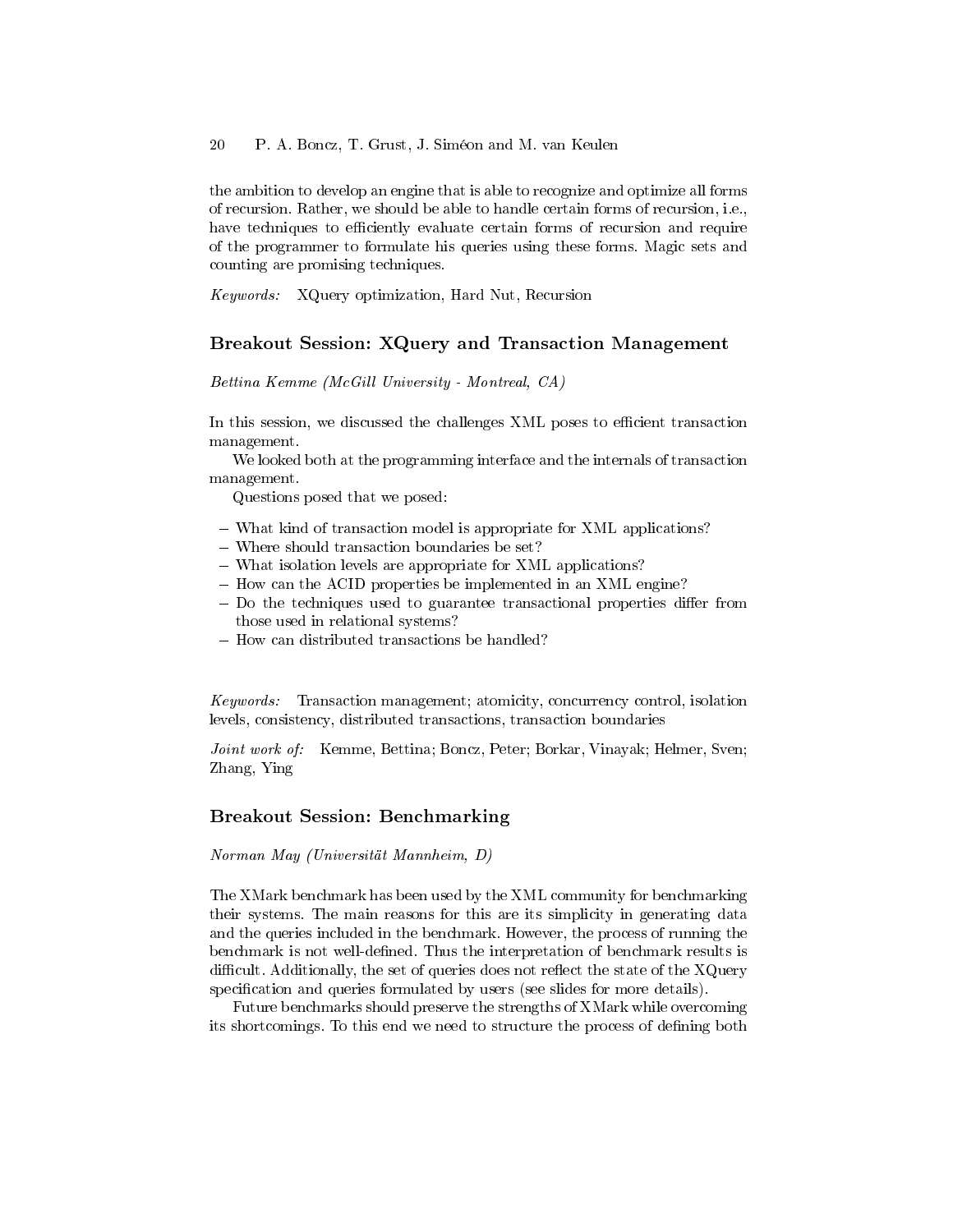the ambition to develop an engine that is able to recognize and optimize all forms of recursion. Rather, we should be able to handle certain forms of recursion, i.e., have techniques to efficiently evaluate certain forms of recursion and require of the programmer to formulate his queries using these forms. Magic sets and counting are promising techniques.

*Keywords:* XQuery optimization, Hard Nut, Recursion

## Breakout Session: XQuery and Transaction Management

*Bettina Kemme (McGill University - Montreal, CA)*

In this session, we discussed the challenges XML poses to efficient transaction management.

We looked both at the programming interface and the internals of transaction management.

Questions posed that we posed:

- What kind of transaction model is appropriate for XML applications?
- Where should transaction boundaries be set?
- What isolation levels are appropriate for XML applications?
- How can the ACID properties be implemented in an XML engine?
- Do the techniques used to guarantee transactional properties differ from those used in relational systems?
- How can distributed transactions be handled?

*Keywords:* Transaction management; atomicity, concurrency control, isolation levels, consistency, distributed transactions, transaction boundaries

*Joint work of:* Kemme, Bettina; Boncz, Peter; Borkar, Vinayak; Helmer, Sven; Zhang, Ying

## Breakout Session: Benchmarking

*Norman May (Universität Mannheim, D)*

The XMark benchmark has been used by the XML community for benchmarking their systems. The main reasons for this are its simplicity in generating data and the queries included in the benchmark. However, the process of running the benchmark is not well-defined. Thus the interpretation of benchmark results is difficult. Additionally, the set of queries does not reflect the state of the XQuery specification and queries formulated by users (see slides for more details).

Future benchmarks should preserve the strengths of XMark while overcoming its shortcomings. To this end we need to structure the process of defining both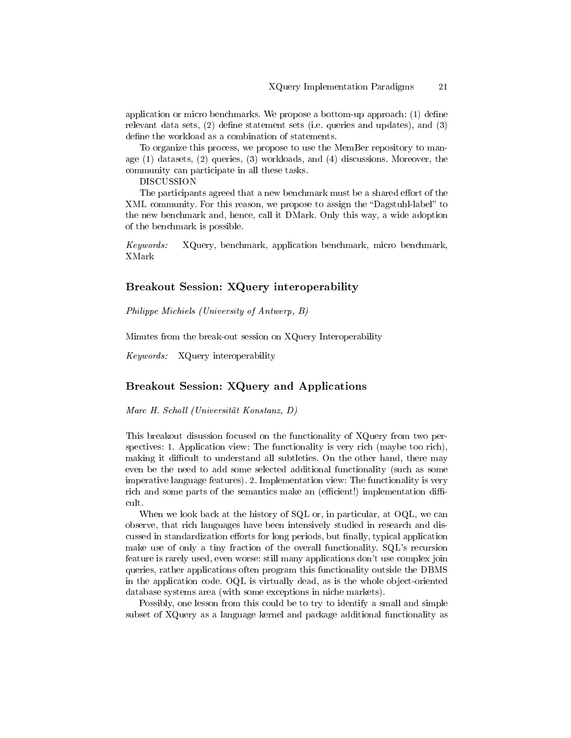application or micro benchmarks. We propose a bottom-up approach: (1) define relevant data sets, (2) define statement sets (i.e. queries and updates), and (3) define the workload as a combination of statements.

To organize this process, we propose to use the MemBer repository to manage (1) datasets, (2) queries, (3) workloads, and (4) discussions. Moreover, the community can participate in all these tasks.

DISCUSSION

The participants agreed that a new benchmark must be a shared effort of the XML community. For this reason, we propose to assign the "Dagstuhl-label" to the new benchmark and, hence, call it DMark. Only this way, a wide adoption of the benchmark is possible.

*Keywords:* XQuery, benchmark, application benchmark, micro benchmark, XMark

## Breakout Session: XQuery interoperability

*Philippe Michiels (University of Antwerp, B)*

Minutes from the break-out session on XQuery Interoperability

*Keywords:* XQuery interoperability

## Breakout Session: XQuery and Applications

*Marc H. Scholl (Universität Konstanz, D)*

This breakout disussion focused on the functionality of XQuery from two perspectives: 1. Application view: The functionality is very rich (maybe too rich), making it difficult to understand all subtleties. On the other hand, there may even be the need to add some selected additional functionality (such as some imperative language features). 2. Implementation view: The functionality is very rich and some parts of the semantics make an (efficient!) implementation difficult.

When we look back at the history of SQL or, in particular, at OQL, we can observe, that rich languages have been intensively studied in research and discussed in standardization efforts for long periods, but finally, typical application make use of only a tiny fraction of the overall functionality. SQL's recursion feature is rarely used, even worse: still many applications don't use complex join queries, rather applications often program this functionality outside the DBMS in the application code. OQL is virtually dead, as is the whole object-oriented database systems area (with some exceptions in niche markets).

Possibly, one lesson from this could be to try to identify a small and simple subset of XQuery as a language kernel and package additional functionality as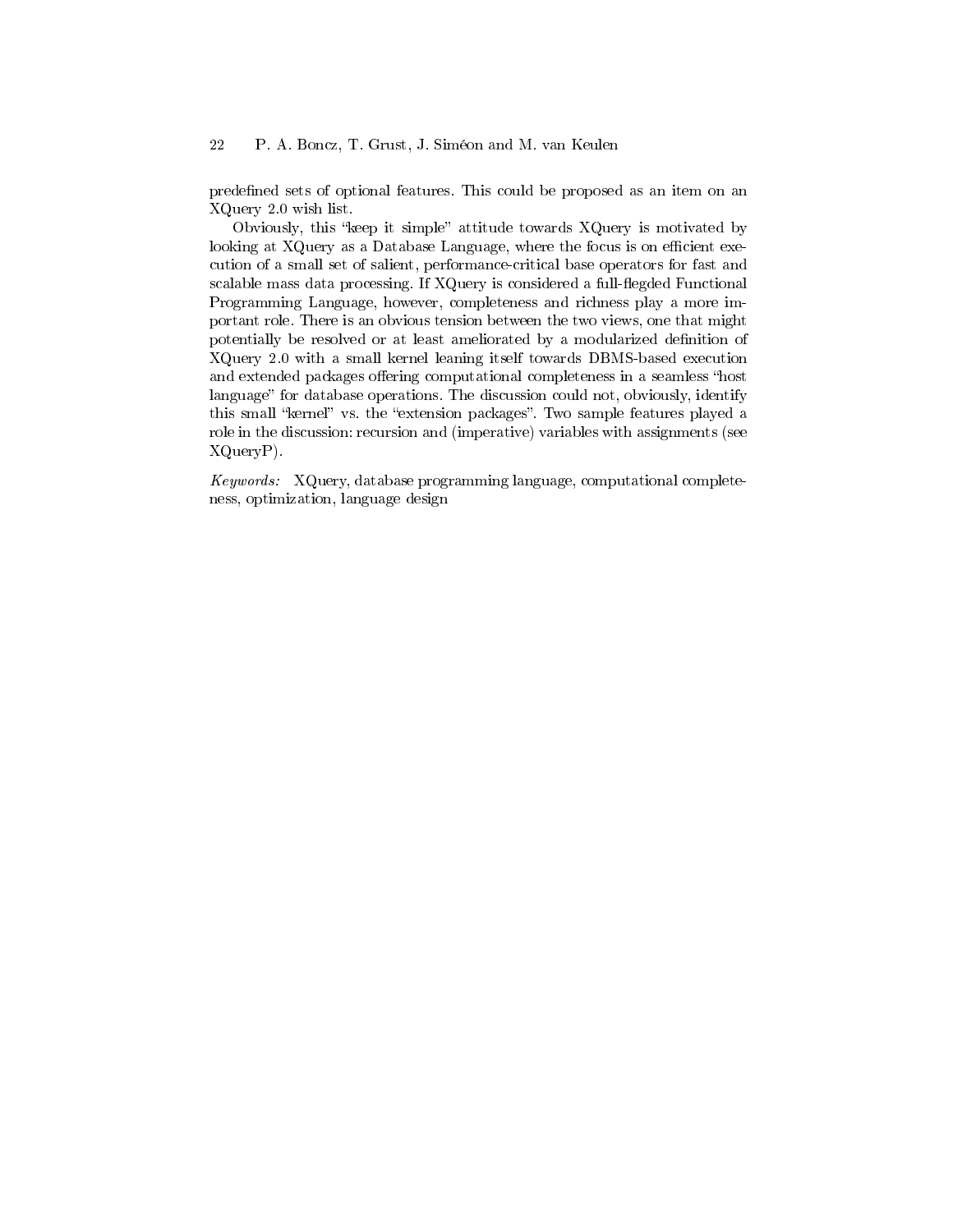predefined sets of optional features. This could be proposed as an item on an XQuery 2.0 wish list.

Obviously, this "keep it simple" attitude towards XQuery is motivated by looking at XQuery as a Database Language, where the focus is on efficient execution of a small set of salient, performance-critical base operators for fast and scalable mass data processing. If XQuery is considered a full-flegded Functional Programming Language, however, completeness and richness play a more important role. There is an obvious tension between the two views, one that might potentially be resolved or at least ameliorated by a modularized definition of XQuery 2.0 with a small kernel leaning itself towards DBMS-based execution and extended packages offering computational completeness in a seamless "host language" for database operations. The discussion could not, obviously, identify this small "kernel" vs. the "extension packages". Two sample features played a role in the discussion: recursion and (imperative) variables with assignments (see XQueryP).

*Keywords:* XQuery, database programming language, computational completeness, optimization, language design